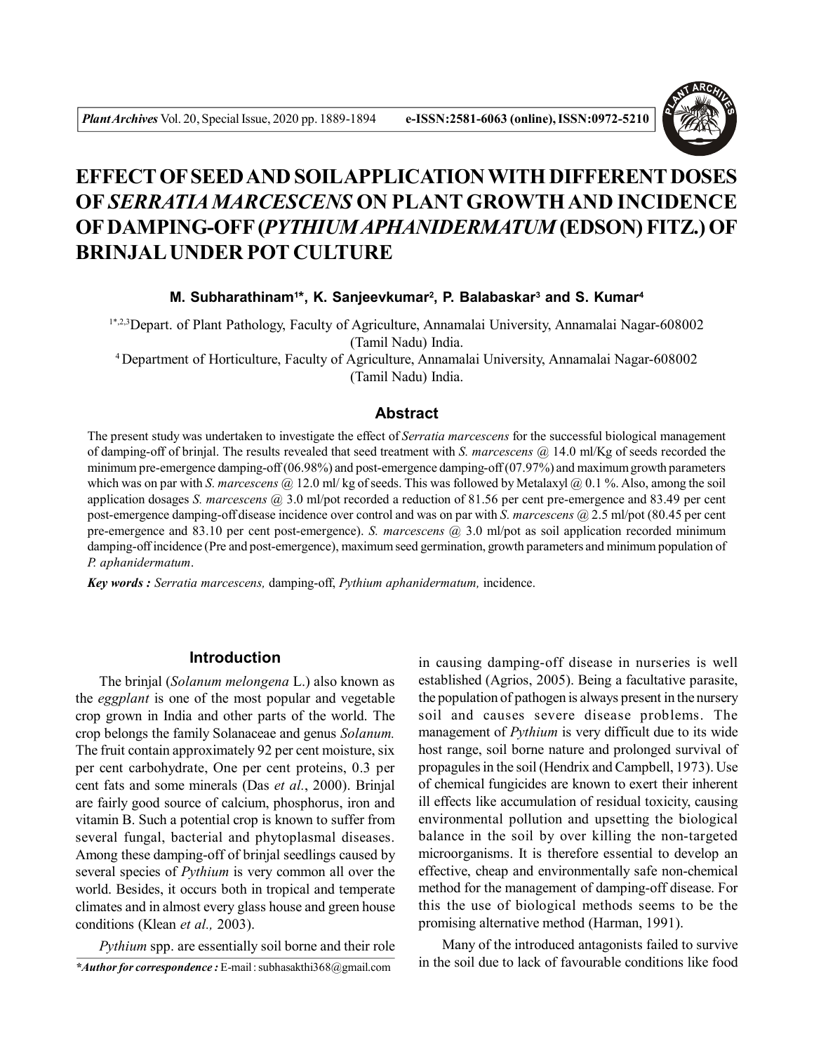# EFFECT OF SEED AND SOIL APPLICATION WITH DIFFERENT DOSES OF *SERRATIA MARCESCENS* ON PLANT GROWTH AND INCIDENCE OF DAMPING-OFF (*PYTHIUM APHANIDERMATUM* (EDSON) FITZ.) OF BRINJAL UNDER POT CULTURE

**M. Subharathinam[1*], K. Sanjeevkumar[2], P. Balabaskar[3] and S. Kumar[4]**

[1*,2,3]Depart. of Plant Pathology, Faculty of Agriculture, Annamalai University, Annamalai Nagar-608002 (Tamil Nadu) India.

[4]Department of Horticulture, Faculty of Agriculture, Annamalai University, Annamalai Nagar-608002 (Tamil Nadu) India.

## Abstract

The present study was undertaken to investigate the effect of *Serratia marcescens* for the successful biological management of damping-off of brinjal. The results revealed that seed treatment with *S. marcescens* @ 14.0 ml/Kg of seeds recorded the minimum pre-emergence damping-off (06.98%) and post-emergence damping-off (07.97%) and maximum growth parameters which was on par with *S. marcescens* @ 12.0 ml/ kg of seeds. This was followed by Metalaxyl @ 0.1 %. Also, among the soil application dosages *S. marcescens* @ 3.0 ml/pot recorded a reduction of 81.56 per cent pre-emergence and 83.49 per cent post-emergence damping-off disease incidence over control and was on par with *S. marcescens* @ 2.5 ml/pot (80.45 per cent pre-emergence and 83.10 per cent post-emergence). *S. marcescens* @ 3.0 ml/pot as soil application recorded minimum damping-off incidence (Pre and post-emergence), maximum seed germination, growth parameters and minimum population of *P. aphanidermatum*.

***Key words :*** *Serratia marcescens,* damping-off, *Pythium aphanidermatum,* incidence.

## Introduction

The brinjal (*Solanum melongena* L.) also known as the *eggplant* is one of the most popular and vegetable crop grown in India and other parts of the world. The crop belongs the family Solanaceae and genus *Solanum.* The fruit contain approximately 92 per cent moisture, six per cent carbohydrate, One per cent proteins, 0.3 per cent fats and some minerals (Das *et al.*, 2000). Brinjal are fairly good source of calcium, phosphorus, iron and vitamin B. Such a potential crop is known to suffer from several fungal, bacterial and phytoplasmal diseases. Among these damping-off of brinjal seedlings caused by several species of *Pythium* is very common all over the world. Besides, it occurs both in tropical and temperate climates and in almost every glass house and green house conditions (Klean *et al.,* 2003).

*Pythium* spp. are essentially soil borne and their role in causing damping-off disease in nurseries is well established (Agrios, 2005). Being a facultative parasite, the population of pathogen is always present in the nursery soil and causes severe disease problems. The management of *Pythium* is very difficult due to its wide host range, soil borne nature and prolonged survival of propagules in the soil (Hendrix and Campbell, 1973). Use of chemical fungicides are known to exert their inherent ill effects like accumulation of residual toxicity, causing environmental pollution and upsetting the biological balance in the soil by over killing the non-targeted microorganisms. It is therefore essential to develop an effective, cheap and environmentally safe non-chemical method for the management of damping-off disease. For this the use of biological methods seems to be the promising alternative method (Harman, 1991).

Many of the introduced antagonists failed to survive in the soil due to lack of favourable conditions like food

**\*Author for correspondence :** E-mail : subhasakthi368@gmail.com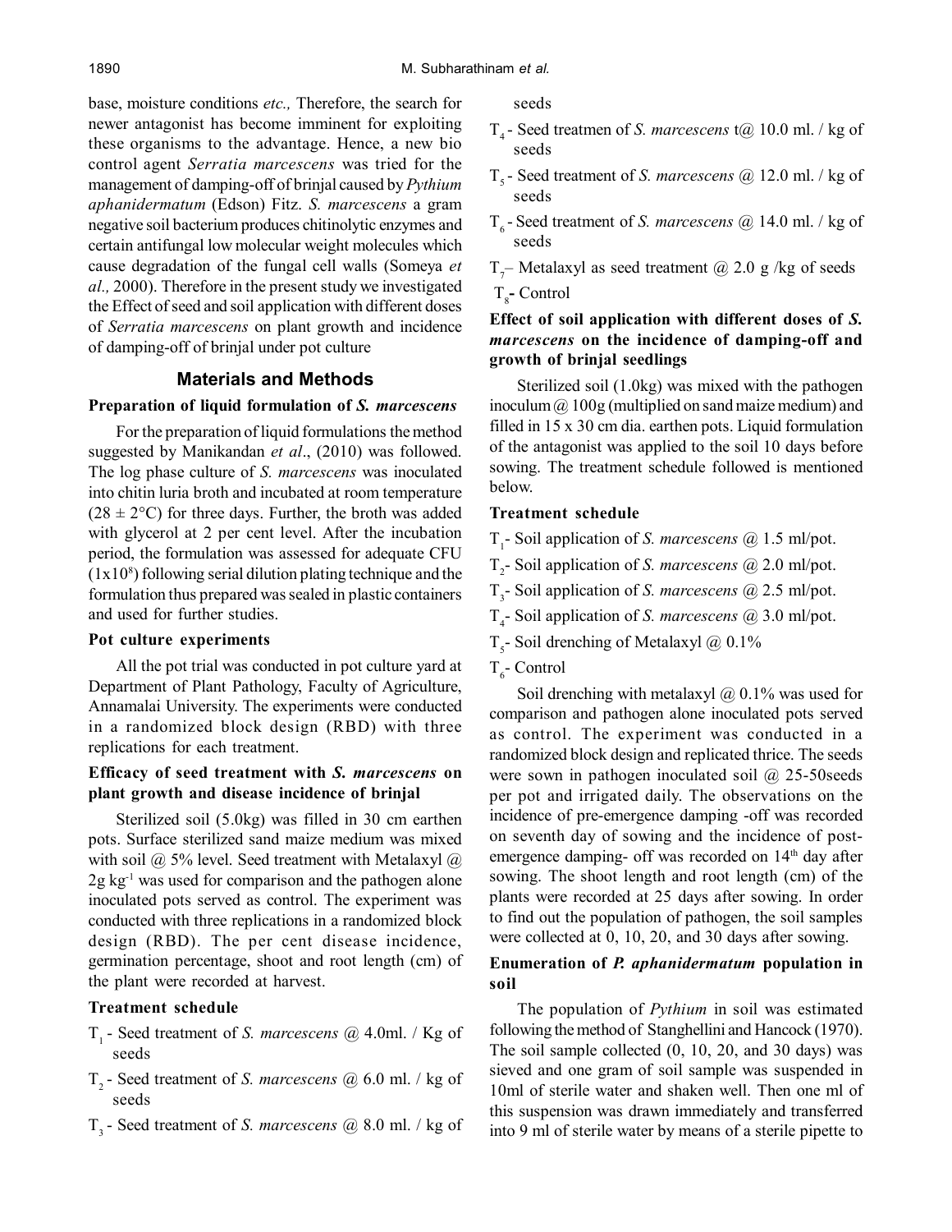base, moisture conditions *etc.,* Therefore, the search for newer antagonist has become imminent for exploiting these organisms to the advantage. Hence, a new bio control agent *Serratia marcescens* was tried for the management of damping-off of brinjal caused by *Pythium aphanidermatum* (Edson) Fitz. *S. marcescens* a gram negative soil bacterium produces chitinolytic enzymes and certain antifungal low molecular weight molecules which cause degradation of the fungal cell walls (Someya *et al.,* 2000). Therefore in the present study we investigated the Effect of seed and soil application with different doses of *Serratia marcescens* on plant growth and incidence of damping-off of brinjal under pot culture

## Materials and Methods

### Preparation of liquid formulation of *S. marcescens*

For the preparation of liquid formulations the method suggested by Manikandan *et al*., (2010) was followed. The log phase culture of *S. marcescens* was inoculated into chitin luria broth and incubated at room temperature ($28 \pm 2°C$) for three days. Further, the broth was added with glycerol at 2 per cent level. After the incubation period, the formulation was assessed for adequate CFU ($1x10^8$) following serial dilution plating technique and the formulation thus prepared was sealed in plastic containers and used for further studies.

### Pot culture experiments

All the pot trial was conducted in pot culture yard at Department of Plant Pathology, Faculty of Agriculture, Annamalai University. The experiments were conducted in a randomized block design (RBD) with three replications for each treatment.

### Efficacy of seed treatment with *S. marcescens* on plant growth and disease incidence of brinjal

Sterilized soil (5.0kg) was filled in 30 cm earthen pots. Surface sterilized sand maize medium was mixed with soil @ 5% level. Seed treatment with Metalaxyl @ $2g\ kg^{-1}$ was used for comparison and the pathogen alone inoculated pots served as control. The experiment was conducted with three replications in a randomized block design (RBD). The per cent disease incidence, germination percentage, shoot and root length (cm) of the plant were recorded at harvest.

### Treatment schedule

- $T_1$ - Seed treatment of *S. marcescens* @ 4.0ml. / Kg of seeds
- $T_2$ - Seed treatment of *S. marcescens* @ 6.0 ml. / kg of seeds
- $T_3$ - Seed treatment of *S. marcescens* @ 8.0 ml. / kg of seeds
- $T_4$ - Seed treatmen of *S. marcescens* t@ 10.0 ml. / kg of seeds
- $T_5$ - Seed treatment of *S. marcescens* @ 12.0 ml. / kg of seeds
- $T_6$ - Seed treatment of *S. marcescens* @ 14.0 ml. / kg of seeds
- $T_7$– Metalaxyl as seed treatment @ 2.0 g /kg of seeds
- $T_8$- Control

### Effect of soil application with different doses of *S. marcescens* on the incidence of damping-off and growth of brinjal seedlings

Sterilized soil (1.0kg) was mixed with the pathogen inoculum @ 100g (multiplied on sand maize medium) and filled in 15 x 30 cm dia. earthen pots. Liquid formulation of the antagonist was applied to the soil 10 days before sowing. The treatment schedule followed is mentioned below.

### Treatment schedule

- $T_1$- Soil application of *S. marcescens* @ 1.5 ml/pot.
- $T_2$- Soil application of *S. marcescens* @ 2.0 ml/pot.
- $T_3$- Soil application of *S. marcescens* @ 2.5 ml/pot.
- $T_4$- Soil application of *S. marcescens* @ 3.0 ml/pot.
- $T_5$- Soil drenching of Metalaxyl @ 0.1%
- $T_6$- Control

Soil drenching with metalaxyl @ 0.1% was used for comparison and pathogen alone inoculated pots served as control. The experiment was conducted in a randomized block design and replicated thrice. The seeds were sown in pathogen inoculated soil @ 25-50seeds per pot and irrigated daily. The observations on the incidence of pre-emergence damping -off was recorded on seventh day of sowing and the incidence of post-emergence damping- off was recorded on 14th day after sowing. The shoot length and root length (cm) of the plants were recorded at 25 days after sowing. In order to find out the population of pathogen, the soil samples were collected at 0, 10, 20, and 30 days after sowing.

### Enumeration of *P. aphanidermatum* population in soil

The population of *Pythium* in soil was estimated following the method of Stanghellini and Hancock (1970). The soil sample collected (0, 10, 20, and 30 days) was sieved and one gram of soil sample was suspended in 10ml of sterile water and shaken well. Then one ml of this suspension was drawn immediately and transferred into 9 ml of sterile water by means of a sterile pipette to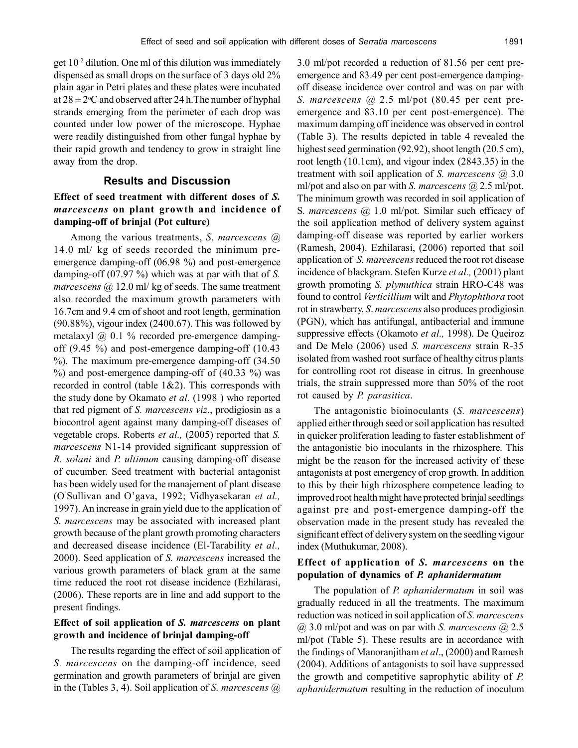get $10^{-2}$ dilution. One ml of this dilution was immediately dispensed as small drops on the surface of 3 days old 2% plain agar in Petri plates and these plates were incubated at $28 \pm 2^{o}C$ and observed after 24 h.The number of hyphal strands emerging from the perimeter of each drop was counted under low power of the microscope. Hyphae were readily distinguished from other fungal hyphae by their rapid growth and tendency to grow in straight line away from the drop.

## Results and Discussion

### Effect of seed treatment with different doses of *S. marcescens* on plant growth and incidence of damping-off of brinjal (Pot culture)

Among the various treatments, *S. marcescens* @ 14.0 ml/ kg of seeds recorded the minimum pre-emergence damping-off (06.98 %) and post-emergence damping-off (07.97 %) which was at par with that of *S. marcescens* @ 12.0 ml/ kg of seeds. The same treatment also recorded the maximum growth parameters with 16.7cm and 9.4 cm of shoot and root length, germination (90.88%), vigour index (2400.67). This was followed by metalaxyl @ 0.1 % recorded pre-emergence damping-off (9.45 %) and post-emergence damping-off (10.43 %). The maximum pre-emergence damping-off (34.50 %) and post-emergence damping-off of (40.33 %) was recorded in control (table 1&2). This corresponds with the study done by Okamato *et al.* (1998 ) who reported that red pigment of *S. marcescens viz*., prodigiosin as a biocontrol agent against many damping-off diseases of vegetable crops. Roberts *et al.,* (2005) reported that *S. marcescens* N1-14 provided significant suppression of *R. solani* and *P. ultimum* causing damping-off disease of cucumber. Seed treatment with bacterial antagonist has been widely used for the manajement of plant disease (O'Sullivan and O'gava, 1992; Vidhyasekaran *et al.,* 1997). An increase in grain yield due to the application of *S. marcescens* may be associated with increased plant growth because of the plant growth promoting characters and decreased disease incidence (El-Tarability *et al.,* 2000). Seed application of *S. marcescens* increased the various growth parameters of black gram at the same time reduced the root rot disease incidence (Ezhilarasi, (2006). These reports are in line and add support to the present findings.

### Effect of soil application of *S. marcescens* on plant growth and incidence of brinjal damping-off

The results regarding the effect of soil application of *S. marcescens* on the damping-off incidence, seed germination and growth parameters of brinjal are given in the (Tables 3, 4). Soil application of *S. marcescens* @ 3.0 ml/pot recorded a reduction of 81.56 per cent pre-emergence and 83.49 per cent post-emergence damping-off disease incidence over control and was on par with *S. marcescens* @ 2.5 ml/pot (80.45 per cent pre-emergence and 83.10 per cent post-emergence). The maximum damping off incidence was observed in control (Table 3). The results depicted in table 4 revealed the highest seed germination (92.92), shoot length (20.5 cm), root length (10.1cm), and vigour index (2843.35) in the treatment with soil application of *S. marcescens* @ 3.0 ml/pot and also on par with *S. marcescens* @ 2.5 ml/pot. The minimum growth was recorded in soil application of S. *marcescens* @ 1.0 ml/pot*.* Similar such efficacy of the soil application method of delivery system against damping-off disease was reported by earlier workers (Ramesh, 2004). Ezhilarasi, (2006) reported that soil application of *S. marcescens* reduced the root rot disease incidence of blackgram. Stefen Kurze *et al.,* (2001) plant growth promoting *S. plymuthica* strain HRO-C48 was found to control *Verticillium* wilt and *Phytophthora* root rot in strawberry. *S. marcescens* also produces prodigiosin (PGN), which has antifungal, antibacterial and immune suppressive effects (Okamoto *et al.,* 1998). De Queiroz and De Melo (2006) used *S. marcescens* strain R-35 isolated from washed root surface of healthy citrus plants for controlling root rot disease in citrus. In greenhouse trials, the strain suppressed more than 50% of the root rot caused by *P. parasitica*.

The antagonistic bioinoculants (*S. marcescens*) applied either through seed or soil application has resulted in quicker proliferation leading to faster establishment of the antagonistic bio inoculants in the rhizosphere. This might be the reason for the increased activity of these antagonists at post emergency of crop growth. In addition to this by their high rhizosphere competence leading to improved root health might have protected brinjal seedlings against pre and post-emergence damping-off the observation made in the present study has revealed the significant effect of delivery system on the seedling vigour index (Muthukumar, 2008).

### Effect of application of *S. marcescens* on the population of dynamics of *P. aphanidermatum*

The population of *P. aphanidermatum* in soil was gradually reduced in all the treatments. The maximum reduction was noticed in soil application of *S. marcescens* @ 3.0 ml/pot and was on par with *S. marcescens* @ 2.5 ml/pot (Table 5). These results are in accordance with the findings of Manoranjitham *et al*., (2000) and Ramesh (2004). Additions of antagonists to soil have suppressed the growth and competitive saprophytic ability of *P. aphanidermatum* resulting in the reduction of inoculum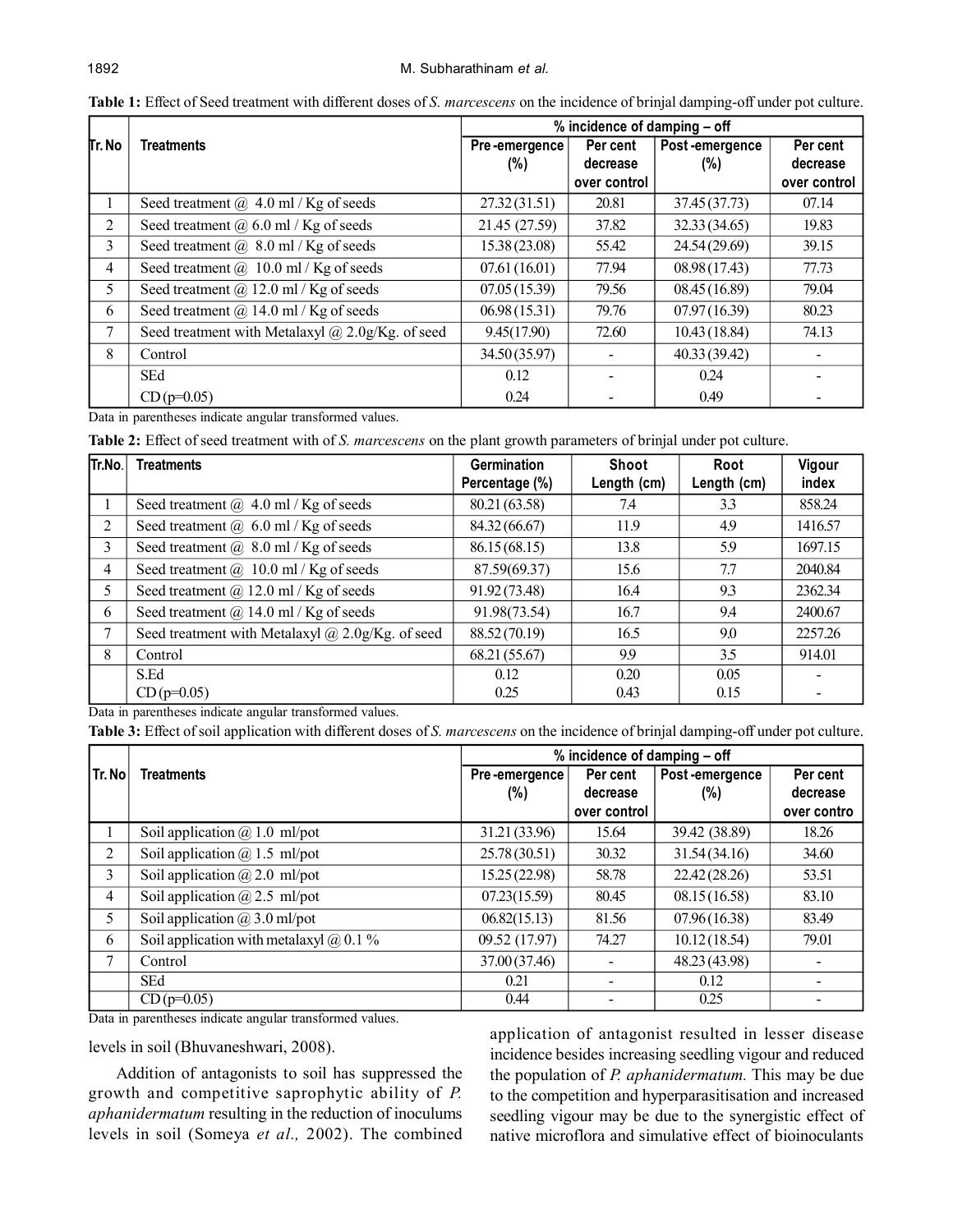**Table 1:** Effect of Seed treatment with different doses of *S. marcescens* on the incidence of brinjal damping-off under pot culture.

| Tr. No | Treatments | % incidence of damping – off | | | |
|---|---|---|---|---|---|
| | | Pre-emergence (%) | Per cent decrease over control | Post-emergence (%) | Per cent decrease over control |
| 1 | Seed treatment @ 4.0 ml / Kg of seeds | 27.32 (31.51) | 20.81 | 37.45 (37.73) | 07.14 |
| 2 | Seed treatment @ 6.0 ml / Kg of seeds | 21.45 (27.59) | 37.82 | 32.33 (34.65) | 19.83 |
| 3 | Seed treatment @ 8.0 ml / Kg of seeds | 15.38 (23.08) | 55.42 | 24.54 (29.69) | 39.15 |
| 4 | Seed treatment @ 10.0 ml / Kg of seeds | 07.61 (16.01) | 77.94 | 08.98 (17.43) | 77.73 |
| 5 | Seed treatment @ 12.0 ml / Kg of seeds | 07.05 (15.39) | 79.56 | 08.45 (16.89) | 79.04 |
| 6 | Seed treatment @ 14.0 ml / Kg of seeds | 06.98 (15.31) | 79.76 | 07.97 (16.39) | 80.23 |
| 7 | Seed treatment with Metalaxyl @ 2.0g/Kg. of seed | 9.45(17.90) | 72.60 | 10.43 (18.84) | 74.13 |
| 8 | Control | 34.50 (35.97) | - | 40.33 (39.42) | - |
| | SEd | 0.12 | - | 0.24 | - |
| | CD (p=0.05) | 0.24 | - | 0.49 | - |

Data in parentheses indicate angular transformed values.

**Table 2:** Effect of seed treatment with of *S. marcescens* on the plant growth parameters of brinjal under pot culture.

| Tr.No. | Treatments | Germination Percentage (%) | Shoot Length (cm) | Root Length (cm) | Vigour index |
|---|---|---|---|---|---|
| 1 | Seed treatment @ 4.0 ml / Kg of seeds | 80.21 (63.58) | 7.4 | 3.3 | 858.24 |
| 2 | Seed treatment @ 6.0 ml / Kg of seeds | 84.32 (66.67) | 11.9 | 4.9 | 1416.57 |
| 3 | Seed treatment @ 8.0 ml / Kg of seeds | 86.15 (68.15) | 13.8 | 5.9 | 1697.15 |
| 4 | Seed treatment @ 10.0 ml / Kg of seeds | 87.59(69.37) | 15.6 | 7.7 | 2040.84 |
| 5 | Seed treatment @ 12.0 ml / Kg of seeds | 91.92 (73.48) | 16.4 | 9.3 | 2362.34 |
| 6 | Seed treatment @ 14.0 ml / Kg of seeds | 91.98(73.54) | 16.7 | 9.4 | 2400.67 |
| 7 | Seed treatment with Metalaxyl @ 2.0g/Kg. of seed | 88.52 (70.19) | 16.5 | 9.0 | 2257.26 |
| 8 | Control | 68.21 (55.67) | 9.9 | 3.5 | 914.01 |
| | S.Ed | 0.12 | 0.20 | 0.05 | - |
| | CD (p=0.05) | 0.25 | 0.43 | 0.15 | - |

Data in parentheses indicate angular transformed values.

**Table 3:** Effect of soil application with different doses of *S. marcescens* on the incidence of brinjal damping-off under pot culture.

| Tr. No | Treatments | % incidence of damping – off | | | |
|---|---|---|---|---|---|
| | | Pre-emergence (%) | Per cent decrease over control | Post-emergence (%) | Per cent decrease over contro |
| 1 | Soil application @ 1.0 ml/pot | 31.21 (33.96) | 15.64 | 39.42 (38.89) | 18.26 |
| 2 | Soil application @ 1.5 ml/pot | 25.78 (30.51) | 30.32 | 31.54 (34.16) | 34.60 |
| 3 | Soil application @ 2.0 ml/pot | 15.25 (22.98) | 58.78 | 22.42 (28.26) | 53.51 |
| 4 | Soil application @ 2.5 ml/pot | 07.23 (15.59) | 80.45 | 08.15 (16.58) | 83.10 |
| 5 | Soil application @ 3.0 ml/pot | 06.82 (15.13) | 81.56 | 07.96 (16.38) | 83.49 |
| 6 | Soil application with metalaxyl @ 0.1 % | 09.52 (17.97) | 74.27 | 10.12 (18.54) | 79.01 |
| 7 | Control | 37.00 (37.46) | - | 48.23 (43.98) | - |
| | SEd | 0.21 | - | 0.12 | - |
| | CD (p=0.05) | 0.44 | - | 0.25 | - |

Data in parentheses indicate angular transformed values.

levels in soil (Bhuvaneshwari, 2008).

Addition of antagonists to soil has suppressed the growth and competitive saprophytic ability of *P. aphanidermatum* resulting in the reduction of inoculums levels in soil (Someya *et al.,* 2002). The combined application of antagonist resulted in lesser disease incidence besides increasing seedling vigour and reduced the population of *P. aphanidermatum.* This may be due to the competition and hyperparasitisation and increased seedling vigour may be due to the synergistic effect of native microflora and simulative effect of bioinoculants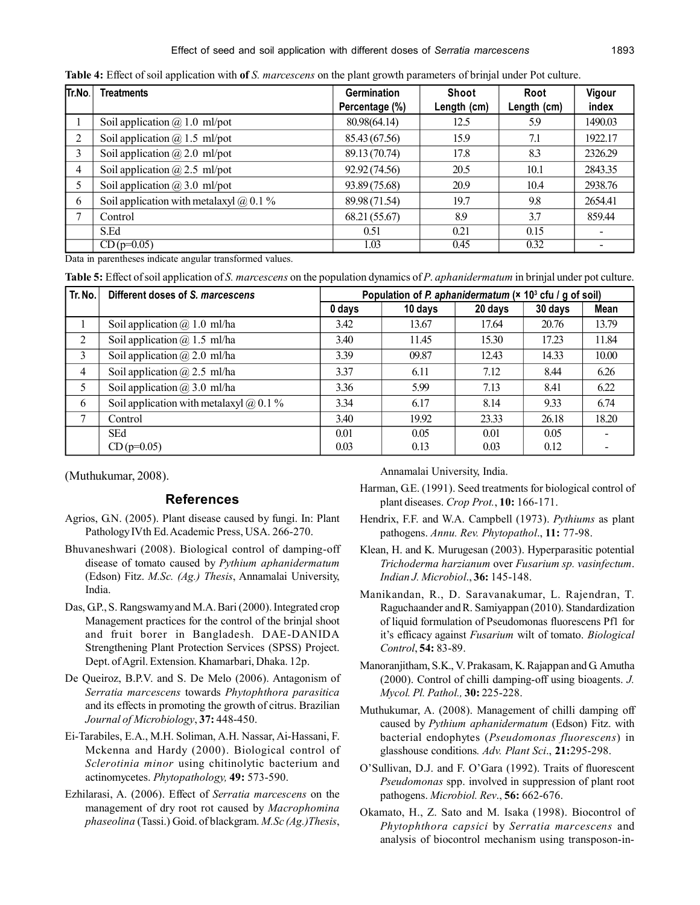**Table 4:** Effect of soil application with **of** *S. marcescens* on the plant growth parameters of brinjal under Pot culture.

| Tr.No. | Treatments | Germination Percentage (%) | Shoot Length (cm) | Root Length (cm) | Vigour index |
|---|---|---|---|---|---|
| 1 | Soil application @ 1.0 ml/pot | 80.98(64.14) | 12.5 | 5.9 | 1490.03 |
| 2 | Soil application @ 1.5 ml/pot | 85.43 (67.56) | 15.9 | 7.1 | 1922.17 |
| 3 | Soil application @ 2.0 ml/pot | 89.13 (70.74) | 17.8 | 8.3 | 2326.29 |
| 4 | Soil application @ 2.5 ml/pot | 92.92 (74.56) | 20.5 | 10.1 | 2843.35 |
| 5 | Soil application @ 3.0 ml/pot | 93.89 (75.68) | 20.9 | 10.4 | 2938.76 |
| 6 | Soil application with metalaxyl @ 0.1 % | 89.98 (71.54) | 19.7 | 9.8 | 2654.41 |
| 7 | Control | 68.21 (55.67) | 8.9 | 3.7 | 859.44 |
| | S.Ed | 0.51 | 0.21 | 0.15 | - |
| | CD (p=0.05) | 1.03 | 0.45 | 0.32 | - |

Data in parentheses indicate angular transformed values.

**Table 5:** Effect of soil application of *S. marcescens* on the population dynamics of *P. aphanidermatum* in brinjal under pot culture.

| Tr. No. | Different doses of *S. marcescens* | Population of *P. aphanidermatum* (× $10^3$ cfu / g of soil) | | | | |
|---|---|---|---|---|---|---|
| | | 0 days | 10 days | 20 days | 30 days | Mean |
| 1 | Soil application @ 1.0 ml/ha | 3.42 | 13.67 | 17.64 | 20.76 | 13.79 |
| 2 | Soil application @ 1.5 ml/ha | 3.40 | 11.45 | 15.30 | 17.23 | 11.84 |
| 3 | Soil application @ 2.0 ml/ha | 3.39 | 09.87 | 12.43 | 14.33 | 10.00 |
| 4 | Soil application @ 2.5 ml/ha | 3.37 | 6.11 | 7.12 | 8.44 | 6.26 |
| 5 | Soil application @ 3.0 ml/ha | 3.36 | 5.99 | 7.13 | 8.41 | 6.22 |
| 6 | Soil application with metalaxyl @ 0.1 % | 3.34 | 6.17 | 8.14 | 9.33 | 6.74 |
| 7 | Control | 3.40 | 19.92 | 23.33 | 26.18 | 18.20 |
| | SEd | 0.01 | 0.05 | 0.01 | 0.05 | - |
| | CD (p=0.05) | 0.03 | 0.13 | 0.03 | 0.12 | - |

(Muthukumar, 2008).

## References

Agrios, G.N. (2005). Plant disease caused by fungi. In: Plant Pathology IVth Ed. Academic Press, USA. 266-270.

Bhuvaneshwari (2008). Biological control of damping-off disease of tomato caused by *Pythium aphanidermatum* (Edson) Fitz. *M.Sc. (Ag.) Thesis*, Annamalai University, India.

Das, G.P., S. Rangswamy and M.A. Bari (2000). Integrated crop Management practices for the control of the brinjal shoot and fruit borer in Bangladesh. DAE-DANIDA Strengthening Plant Protection Services (SPSS) Project. Dept. of Agril. Extension. Khamarbari, Dhaka. 12p.

De Queiroz, B.P.V. and S. De Melo (2006). Antagonism of *Serratia marcescens* towards *Phytophthora parasitica* and its effects in promoting the growth of citrus. Brazilian *Journal of Microbiology*, **37:** 448-450.

Ei-Tarabiles, E.A., M.H. Soliman, A.H. Nassar, Ai-Hassani, F. Mckenna and Hardy (2000). Biological control of *Sclerotinia minor* using chitinolytic bacterium and actinomycetes. *Phytopathology,* **49:** 573-590.

Ezhilarasi, A. (2006). Effect of *Serratia marcescens* on the management of dry root rot caused by *Macrophomina phaseolina* (Tassi.) Goid. of blackgram. *M.Sc (Ag.)Thesis*, Annamalai University, India.

Harman, G.E. (1991). Seed treatments for biological control of plant diseases. *Crop Prot.*, **10:** 166-171.

Hendrix, F.F. and W.A. Campbell (1973). *Pythiums* as plant pathogens. *Annu. Rev. Phytopathol*., **11:** 77-98.

Klean, H. and K. Murugesan (2003). Hyperparasitic potential *Trichoderma harzianum* over *Fusarium sp. vasinfectum*. *Indian J. Microbiol*., **36:** 145-148.

Manikandan, R., D. Saravanakumar, L. Rajendran, T. Raguchaander and R. Samiyappan (2010). Standardization of liquid formulation of Pseudomonas fluorescens Pf1 for it's efficacy against *Fusarium* wilt of tomato. *Biological Control*, **54:** 83-89.

Manoranjitham, S.K., V. Prakasam, K. Rajappan and G. Amutha (2000). Control of chilli damping-off using bioagents. *J. Mycol. Pl. Pathol.,* **30:** 225-228.

Muthukumar, A. (2008). Management of chilli damping off caused by *Pythium aphanidermatum* (Edson) Fitz. with bacterial endophytes (*Pseudomonas fluorescens*) in glasshouse conditions*. Adv. Plant Sci*., **21:**295-298.

O'Sullivan, D.J. and F. O'Gara (1992). Traits of fluorescent *Pseudomonas* spp. involved in suppression of plant root pathogens. *Microbiol. Rev*., **56:** 662-676.

Okamato, H., Z. Sato and M. Isaka (1998). Biocontrol of *Phytophthora capsici* by *Serratia marcescens* and analysis of biocontrol mechanism using transposon-in-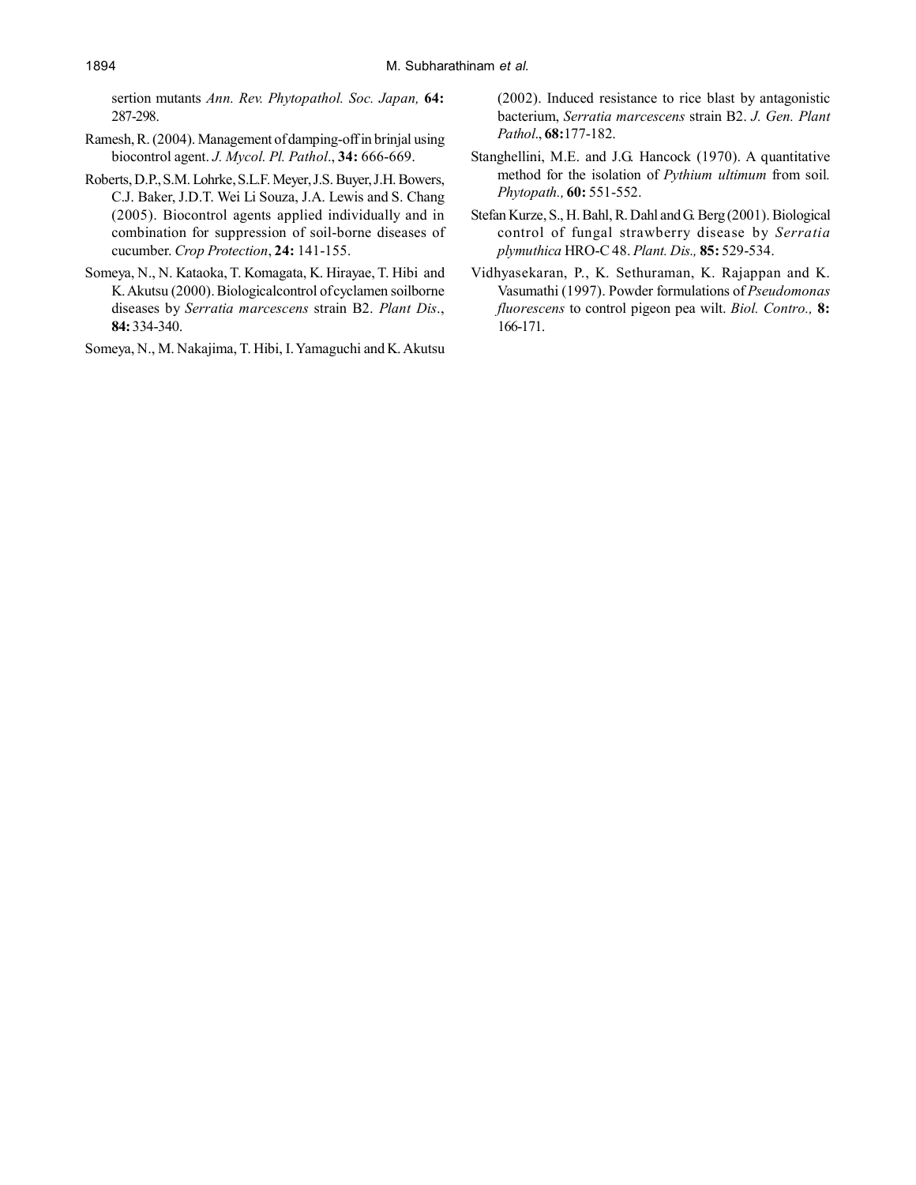sertion mutants *Ann. Rev. Phytopathol. Soc. Japan,* **64:** 287-298.

Ramesh, R. (2004). Management of damping-off in brinjal using biocontrol agent. *J. Mycol. Pl. Pathol*., **34:** 666-669.

Roberts, D.P., S.M. Lohrke, S.L.F. Meyer, J.S. Buyer, J.H. Bowers, C.J. Baker, J.D.T. Wei Li Souza, J.A. Lewis and S. Chang (2005). Biocontrol agents applied individually and in combination for suppression of soil-borne diseases of cucumber. *Crop Protection*, **24:** 141-155.

Someya, N., N. Kataoka, T. Komagata, K. Hirayae, T. Hibi and K. Akutsu (2000). Biologicalcontrol of cyclamen soilborne diseases by *Serratia marcescens* strain B2. *Plant Dis*., **84:** 334-340.

Someya, N., M. Nakajima, T. Hibi, I. Yamaguchi and K. Akutsu (2002). Induced resistance to rice blast by antagonistic bacterium, *Serratia marcescens* strain B2. *J. Gen. Plant Pathol*., **68:**177-182.

Stanghellini, M.E. and J.G. Hancock (1970). A quantitative method for the isolation of *Pythium ultimum* from soil. *Phytopath.,* **60:** 551-552.

Stefan Kurze, S., H. Bahl, R. Dahl and G. Berg (2001). Biological control of fungal strawberry disease by *Serratia plymuthica* HRO-C 48. *Plant. Dis.,* **85:** 529-534.

Vidhyasekaran, P., K. Sethuraman, K. Rajappan and K. Vasumathi (1997). Powder formulations of *Pseudomonas fluorescens* to control pigeon pea wilt. *Biol. Contro.,* **8:** 166-171.